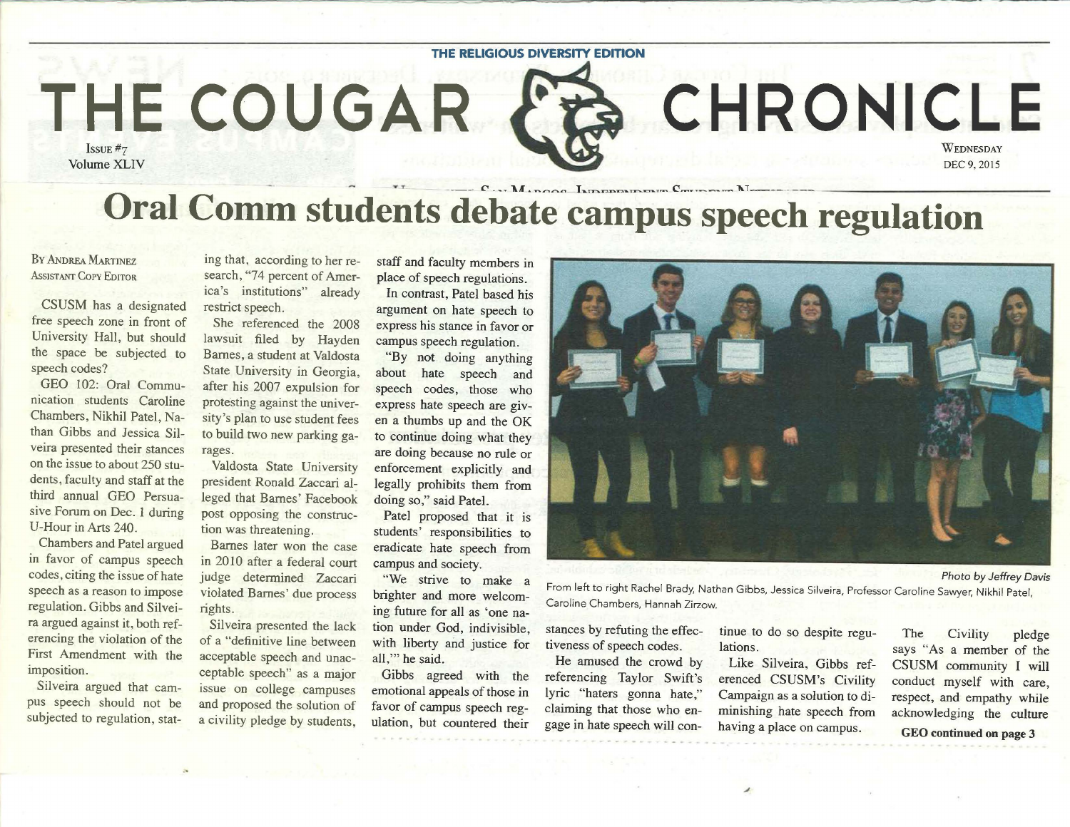THE RELIGIOUS DIVERSITY EDITION

# THE COUGAR CHRONICLE

Issue #7
Volume XLIV

Wednesday
DEC 9, 2015

# Oral Comm students debate campus speech regulation

By Andrea Martinez
Assistant Copy Editor

CSUSM has a designated free speech zone in front of University Hall, but should the space be subjected to speech codes?

GEO 102: Oral Communication students Caroline Chambers, Nikhil Patel, Nathan Gibbs and Jessica Silveira presented their stances on the issue to about 250 students, faculty and staff at the third annual GEO Persuasive Forum on Dec. 1 during U-Hour in Arts 240.

Chambers and Patel argued in favor of campus speech codes, citing the issue of hate speech as a reason to impose regulation. Gibbs and Silveira argued against it, both referencing the violation of the First Amendment with the imposition.

Silveira argued that campus speech should not be subjected to regulation, stating that, according to her research, "74 percent of America's institutions" already restrict speech.

She referenced the 2008 lawsuit filed by Hayden Barnes, a student at Valdosta State University in Georgia, after his 2007 expulsion for protesting against the university's plan to use student fees to build two new parking garages.

Valdosta State University president Ronald Zaccari alleged that Barnes' Facebook post opposing the construction was threatening.

Barnes later won the case in 2010 after a federal court judge determined Zaccari violated Barnes' due process rights.

Silveira presented the lack of a "definitive line between acceptable speech and unacceptable speech" as a major issue on college campuses and proposed the solution of a civility pledge by students, staff and faculty members in place of speech regulations.

In contrast, Patel based his argument on hate speech to express his stance in favor or campus speech regulation.

"By not doing anything about hate speech and speech codes, those who express hate speech are given a thumbs up and the OK to continue doing what they are doing because no rule or enforcement explicitly and legally prohibits them from doing so," said Patel.

Patel proposed that it is students' responsibilities to eradicate hate speech from campus and society.

"We strive to make a brighter and more welcoming future for all as 'one nation under God, indivisible, with liberty and justice for all,'" he said.

Gibbs agreed with the emotional appeals of those in favor of campus speech regulation, but countered their stances by refuting the effectiveness of speech codes.

He amused the crowd by referencing Taylor Swift's lyric "haters gonna hate," claiming that those who engage in hate speech will continue to do so despite regulations.

Like Silveira, Gibbs referenced CSUSM's Civility Campaign as a solution to diminishing hate speech from having a place on campus.

The Civility pledge says "As a member of the CSUSM community I will conduct myself with care, respect, and empathy while acknowledging the culture

**GEO continued on page 3**

*Photo by Jeffrey Davis*

From left to right Rachel Brady, Nathan Gibbs, Jessica Silveira, Professor Caroline Sawyer, Nikhil Patel, Caroline Chambers, Hannah Zirzow.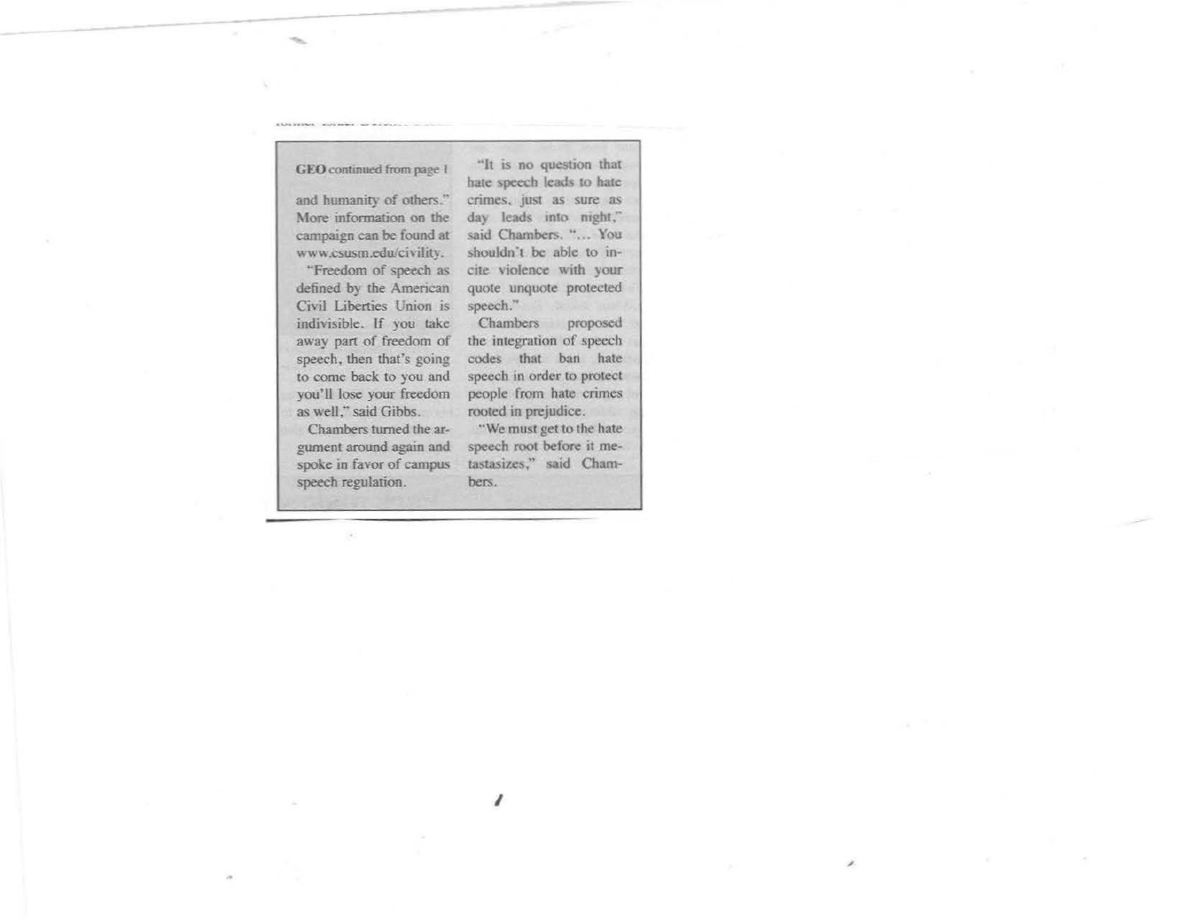**GEO** continued from page 1

and humanity of others." More information on the campaign can be found at www.csusm.edu/civility.

"Freedom of speech as defined by the American Civil Liberties Union is indivisible. If you take away part of freedom of speech, then that's going to come back to you and you'll lose your freedom as well," said Gibbs.

Chambers turned the argument around again and spoke in favor of campus speech regulation.

"It is no question that hate speech leads to hate crimes, just as sure as day leads into night," said Chambers. "... You shouldn't be able to incite violence with your quote unquote protected speech."

Chambers proposed the integration of speech codes that ban hate speech in order to protect people from hate crimes rooted in prejudice.

"We must get to the hate speech root before it metastasizes," said Chambers.